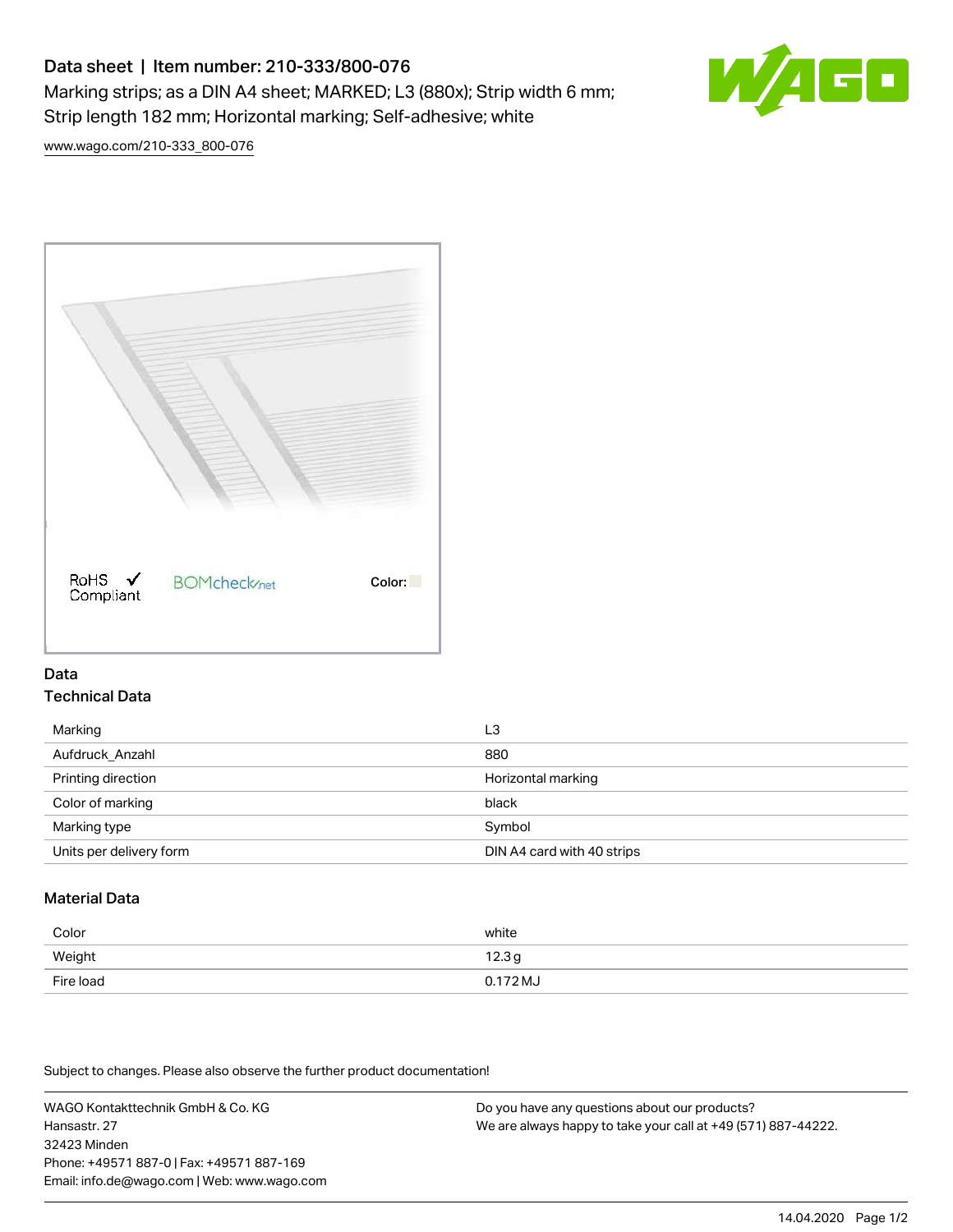# Data sheet | Item number: 210-333/800-076

Marking strips; as a DIN A4 sheet; MARKED; L3 (880x); Strip width 6 mm; Strip length 182 mm; Horizontal marking; Self-adhesive; white

www.wago.com/210-333_800-076

RoHS Compliant ✓ BOMcheck.net Color:

## Data

### Technical Data

| | |
|---|---|
| Marking | L3 |
| Aufdruck_Anzahl | 880 |
| Printing direction | Horizontal marking |
| Color of marking | black |
| Marking type | Symbol |
| Units per delivery form | DIN A4 card with 40 strips |

### Material Data

| | |
|---|---|
| Color | white |
| Weight | 12.3 g |
| Fire load | 0.172 MJ |

Subject to changes. Please also observe the further product documentation!

WAGO Kontakttechnik GmbH & Co. KG
Hansastr. 27
32423 Minden
Phone: +49571 887-0 | Fax: +49571 887-169
Email: info.de@wago.com | Web: www.wago.com

Do you have any questions about our products?
We are always happy to take your call at +49 (571) 887-44222.

14.04.2020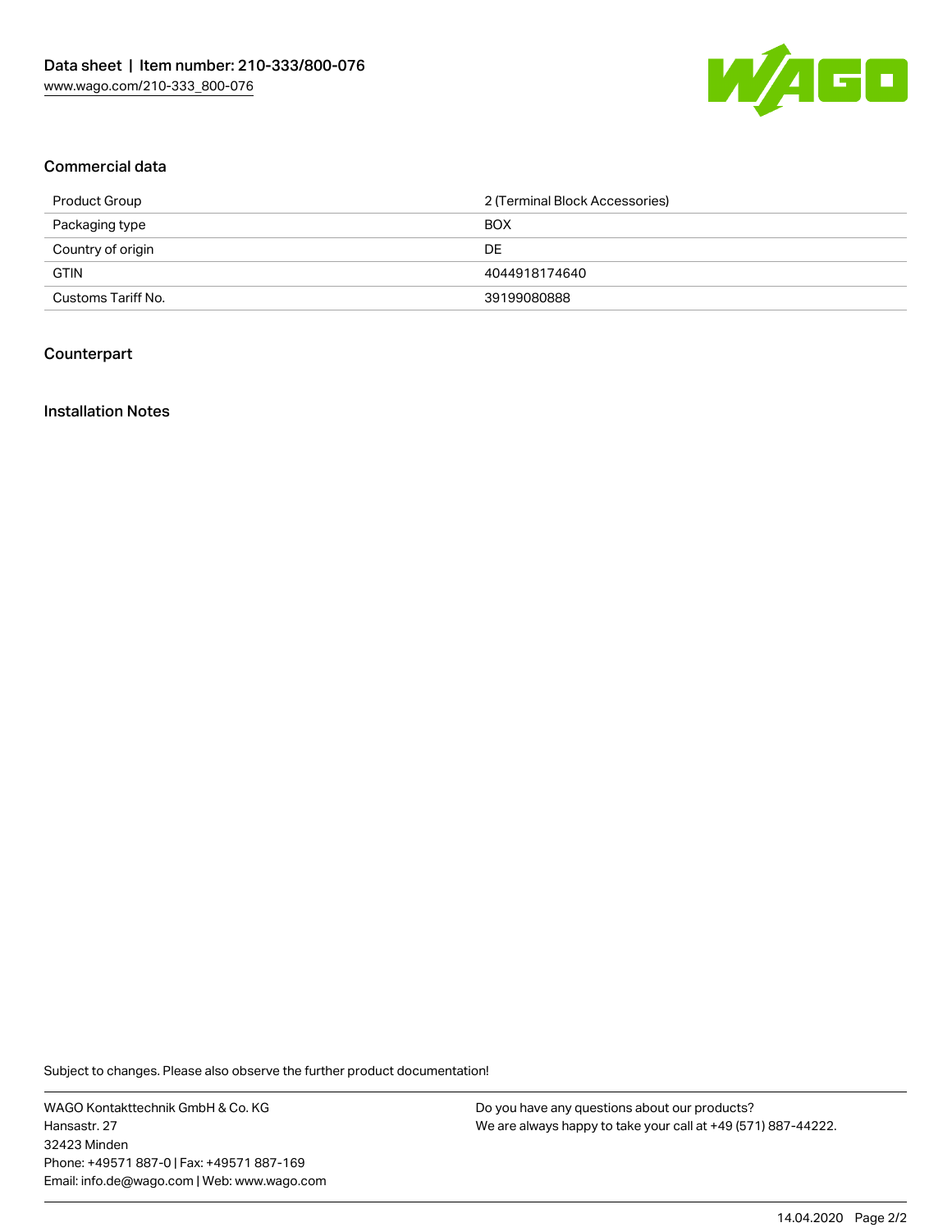## Commercial data

| | |
|---|---|
| Product Group | 2 (Terminal Block Accessories) |
| Packaging type | BOX |
| Country of origin | DE |
| GTIN | 4044918174640 |
| Customs Tariff No. | 39199080888 |

## Counterpart

## Installation Notes

Subject to changes. Please also observe the further product documentation!

WAGO Kontakttechnik GmbH & Co. KG
Hansastr. 27
32423 Minden
Phone: +49571 887-0 | Fax: +49571 887-169
Email: info.de@wago.com | Web: www.wago.com

Do you have any questions about our products?
We are always happy to take your call at +49 (571) 887-44222.